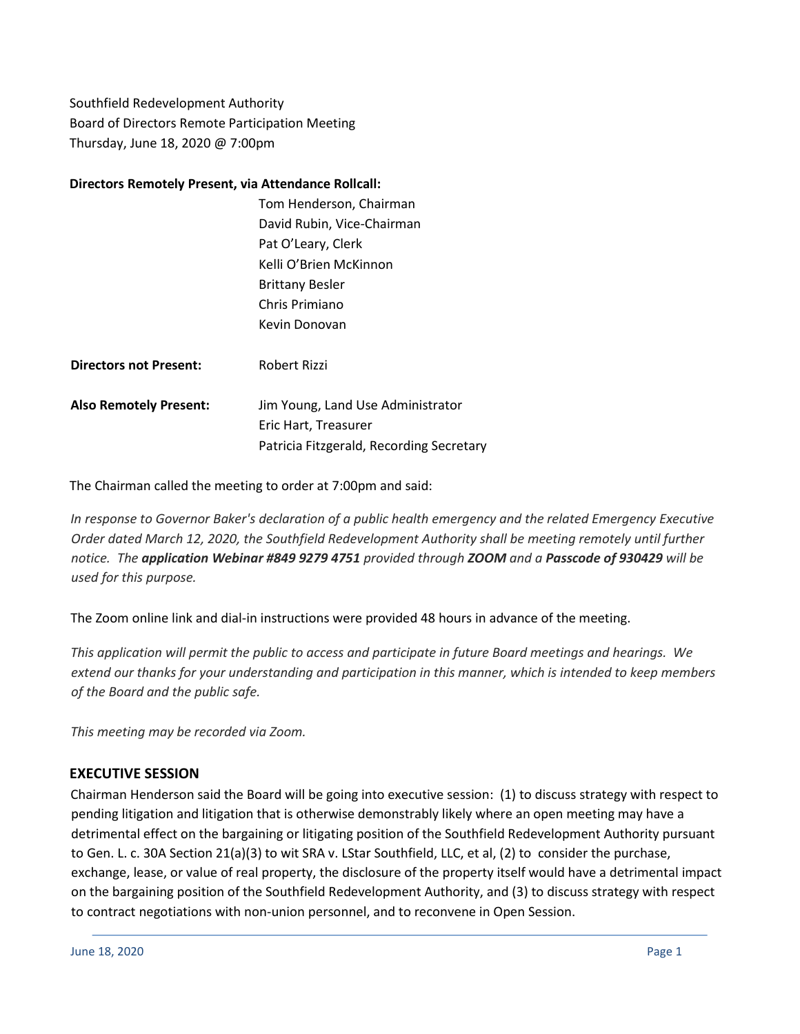Southfield Redevelopment Authority
Board of Directors Remote Participation Meeting
Thursday, June 18, 2020 @ 7:00pm

**Directors Remotely Present, via Attendance Rollcall:**

Tom Henderson, Chairman
David Rubin, Vice-Chairman
Pat O'Leary, Clerk
Kelli O'Brien McKinnon
Brittany Besler
Chris Primiano
Kevin Donovan

**Directors not Present:** Robert Rizzi

**Also Remotely Present:** Jim Young, Land Use Administrator
Eric Hart, Treasurer
Patricia Fitzgerald, Recording Secretary

The Chairman called the meeting to order at 7:00pm and said:

*In response to Governor Baker's declaration of a public health emergency and the related Emergency Executive Order dated March 12, 2020, the Southfield Redevelopment Authority shall be meeting remotely until further notice. The **application Webinar #849 9279 4751** provided through **ZOOM** and a **Passcode of 930429** will be used for this purpose.*

The Zoom online link and dial-in instructions were provided 48 hours in advance of the meeting.

*This application will permit the public to access and participate in future Board meetings and hearings. We extend our thanks for your understanding and participation in this manner, which is intended to keep members of the Board and the public safe.*

*This meeting may be recorded via Zoom.*

## EXECUTIVE SESSION

Chairman Henderson said the Board will be going into executive session: (1) to discuss strategy with respect to pending litigation and litigation that is otherwise demonstrably likely where an open meeting may have a detrimental effect on the bargaining or litigating position of the Southfield Redevelopment Authority pursuant to Gen. L. c. 30A Section 21(a)(3) to wit SRA v. LStar Southfield, LLC, et al, (2) to consider the purchase, exchange, lease, or value of real property, the disclosure of the property itself would have a detrimental impact on the bargaining position of the Southfield Redevelopment Authority, and (3) to discuss strategy with respect to contract negotiations with non-union personnel, and to reconvene in Open Session.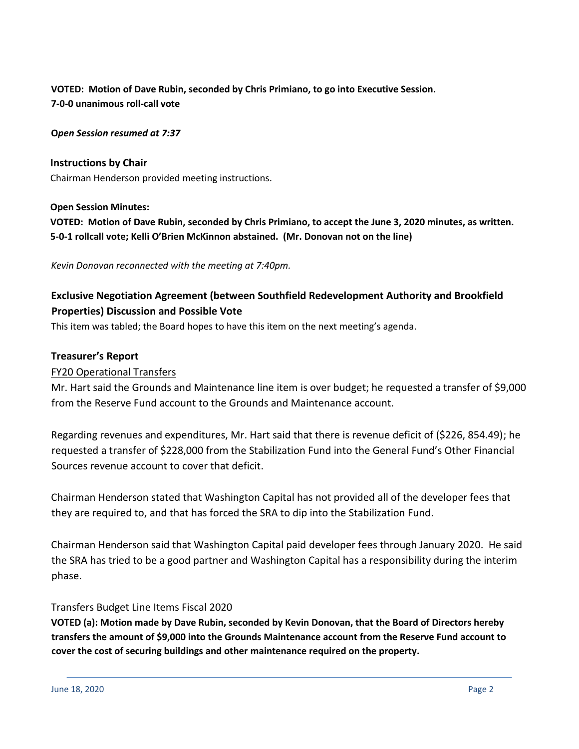**VOTED: Motion of Dave Rubin, seconded by Chris Primiano, to go into Executive Session.**
**7-0-0 unanimous roll-call vote**

***Open Session resumed at 7:37***

### Instructions by Chair

Chairman Henderson provided meeting instructions.

**Open Session Minutes:**

**VOTED: Motion of Dave Rubin, seconded by Chris Primiano, to accept the June 3, 2020 minutes, as written.**
**5-0-1 rollcall vote; Kelli O'Brien McKinnon abstained. (Mr. Donovan not on the line)**

*Kevin Donovan reconnected with the meeting at 7:40pm.*

### Exclusive Negotiation Agreement (between Southfield Redevelopment Authority and Brookfield Properties) Discussion and Possible Vote

This item was tabled; the Board hopes to have this item on the next meeting's agenda.

### Treasurer's Report

FY20 Operational Transfers

Mr. Hart said the Grounds and Maintenance line item is over budget; he requested a transfer of $9,000 from the Reserve Fund account to the Grounds and Maintenance account.

Regarding revenues and expenditures, Mr. Hart said that there is revenue deficit of ($226, 854.49); he requested a transfer of $228,000 from the Stabilization Fund into the General Fund's Other Financial Sources revenue account to cover that deficit.

Chairman Henderson stated that Washington Capital has not provided all of the developer fees that they are required to, and that has forced the SRA to dip into the Stabilization Fund.

Chairman Henderson said that Washington Capital paid developer fees through January 2020. He said the SRA has tried to be a good partner and Washington Capital has a responsibility during the interim phase.

Transfers Budget Line Items Fiscal 2020

**VOTED (a): Motion made by Dave Rubin, seconded by Kevin Donovan, that the Board of Directors hereby transfers the amount of $9,000 into the Grounds Maintenance account from the Reserve Fund account to cover the cost of securing buildings and other maintenance required on the property.**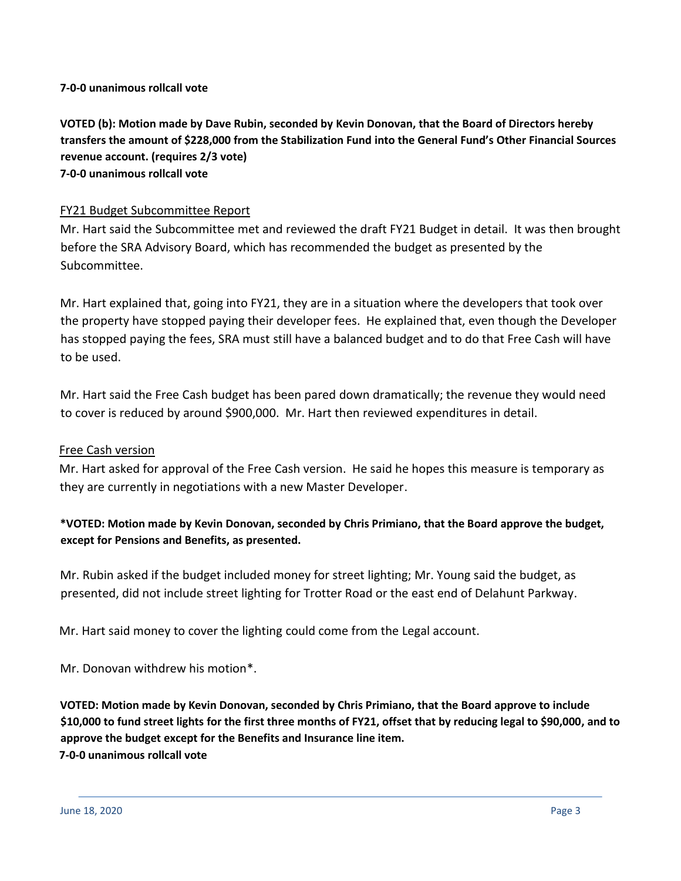**7-0-0 unanimous rollcall vote**

**VOTED (b): Motion made by Dave Rubin, seconded by Kevin Donovan, that the Board of Directors hereby transfers the amount of $228,000 from the Stabilization Fund into the General Fund's Other Financial Sources revenue account. (requires 2/3 vote)**
**7-0-0 unanimous rollcall vote**

FY21 Budget Subcommittee Report

Mr. Hart said the Subcommittee met and reviewed the draft FY21 Budget in detail. It was then brought before the SRA Advisory Board, which has recommended the budget as presented by the Subcommittee.

Mr. Hart explained that, going into FY21, they are in a situation where the developers that took over the property have stopped paying their developer fees. He explained that, even though the Developer has stopped paying the fees, SRA must still have a balanced budget and to do that Free Cash will have to be used.

Mr. Hart said the Free Cash budget has been pared down dramatically; the revenue they would need to cover is reduced by around $900,000. Mr. Hart then reviewed expenditures in detail.

Free Cash version

Mr. Hart asked for approval of the Free Cash version. He said he hopes this measure is temporary as they are currently in negotiations with a new Master Developer.

***VOTED: Motion made by Kevin Donovan, seconded by Chris Primiano, that the Board approve the budget, except for Pensions and Benefits, as presented.**

Mr. Rubin asked if the budget included money for street lighting; Mr. Young said the budget, as presented, did not include street lighting for Trotter Road or the east end of Delahunt Parkway.

Mr. Hart said money to cover the lighting could come from the Legal account.

Mr. Donovan withdrew his motion*.

**VOTED: Motion made by Kevin Donovan, seconded by Chris Primiano, that the Board approve to include $10,000 to fund street lights for the first three months of FY21, offset that by reducing legal to $90,000, and to approve the budget except for the Benefits and Insurance line item.**
**7-0-0 unanimous rollcall vote**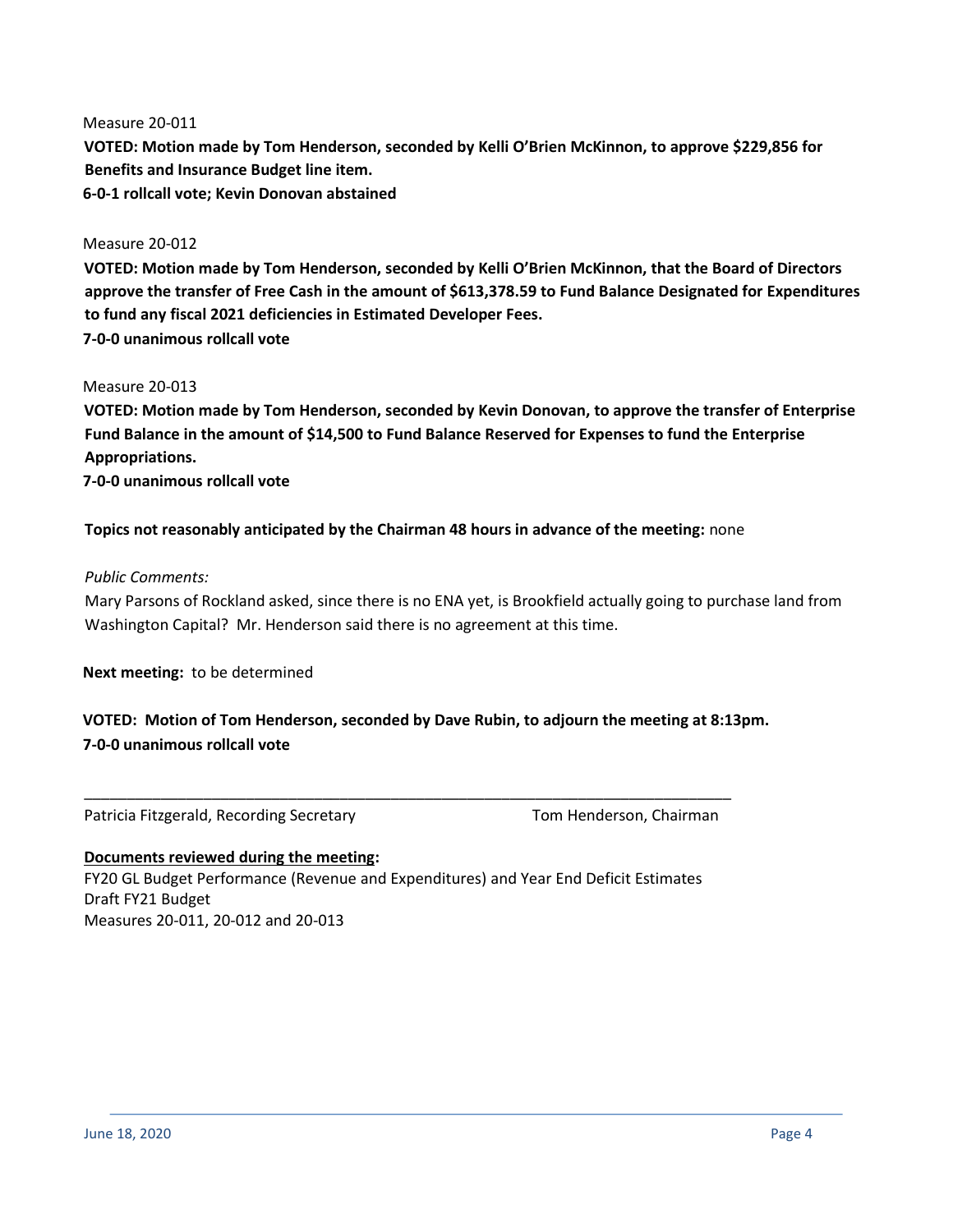Measure 20-011

**VOTED: Motion made by Tom Henderson, seconded by Kelli O'Brien McKinnon, to approve $229,856 for Benefits and Insurance Budget line item.**
**6-0-1 rollcall vote; Kevin Donovan abstained**

Measure 20-012

**VOTED: Motion made by Tom Henderson, seconded by Kelli O'Brien McKinnon, that the Board of Directors approve the transfer of Free Cash in the amount of $613,378.59 to Fund Balance Designated for Expenditures to fund any fiscal 2021 deficiencies in Estimated Developer Fees.**
**7-0-0 unanimous rollcall vote**

Measure 20-013

**VOTED: Motion made by Tom Henderson, seconded by Kevin Donovan, to approve the transfer of Enterprise Fund Balance in the amount of $14,500 to Fund Balance Reserved for Expenses to fund the Enterprise Appropriations.**
**7-0-0 unanimous rollcall vote**

**Topics not reasonably anticipated by the Chairman 48 hours in advance of the meeting:** none

*Public Comments:*
Mary Parsons of Rockland asked, since there is no ENA yet, is Brookfield actually going to purchase land from Washington Capital? Mr. Henderson said there is no agreement at this time.

**Next meeting:** to be determined

**VOTED: Motion of Tom Henderson, seconded by Dave Rubin, to adjourn the meeting at 8:13pm.**
**7-0-0 unanimous rollcall vote**

\_\_\_\_\_\_\_\_\_\_\_\_\_\_\_\_\_\_\_\_\_\_\_\_\_\_\_\_\_\_\_\_\_\_\_\_\_\_\_\_\_\_\_\_\_\_\_\_\_\_\_\_\_\_\_\_\_\_\_\_\_\_\_\_\_\_\_\_\_\_\_\_\_\_

Patricia Fitzgerald, Recording Secretary　　　　　　Tom Henderson, Chairman

**Documents reviewed during the meeting:**
FY20 GL Budget Performance (Revenue and Expenditures) and Year End Deficit Estimates
Draft FY21 Budget
Measures 20-011, 20-012 and 20-013